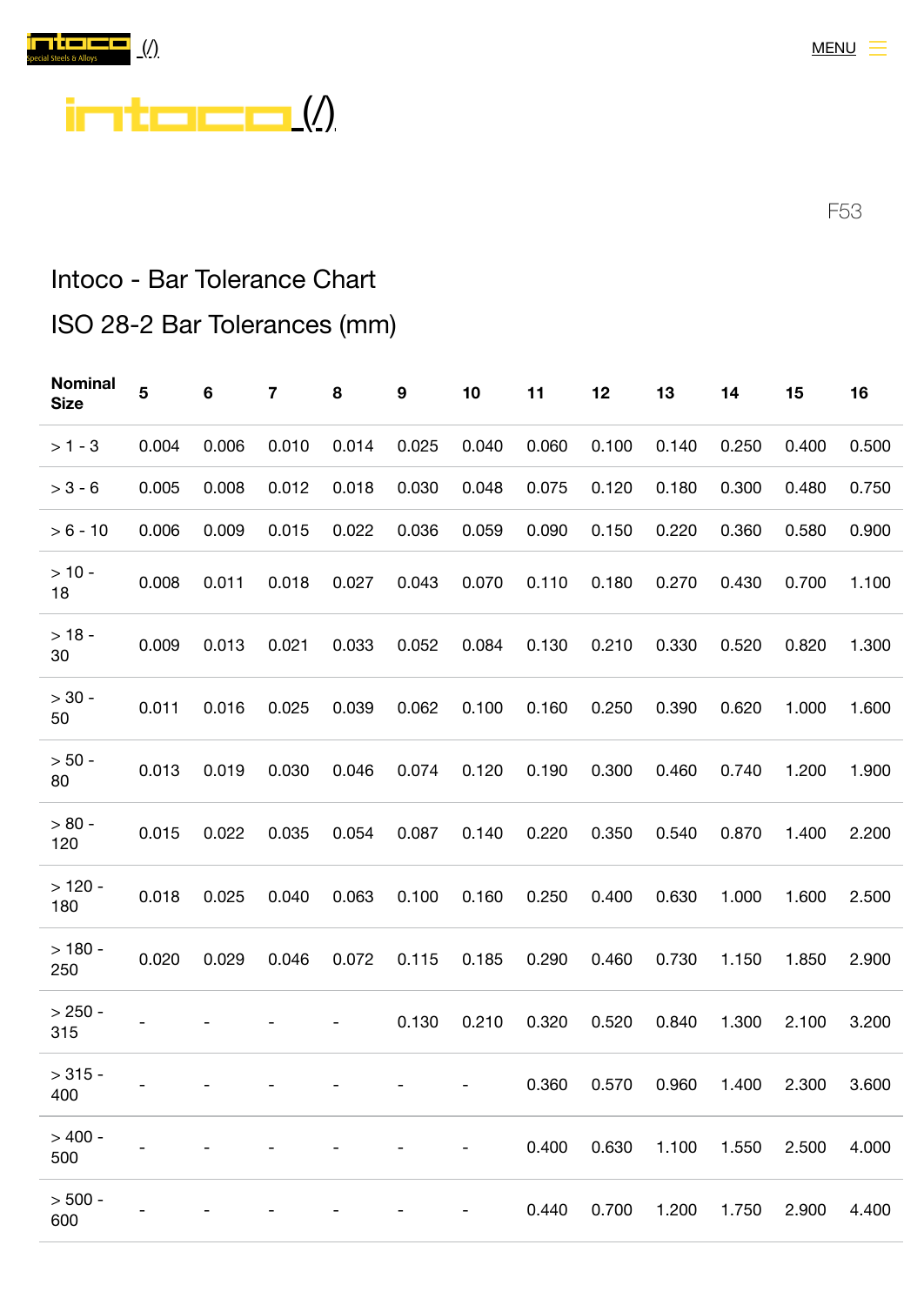intoco (/)

MENU

intoco (/)

F53

# Intoco - Bar Tolerance Chart

## ISO 28-2 Bar Tolerances (mm)

| Nominal Size | 5 | 6 | 7 | 8 | 9 | 10 | 11 | 12 | 13 | 14 | 15 | 16 |
|---|---|---|---|---|---|---|---|---|---|---|---|---|
| > 1 - 3 | 0.004 | 0.006 | 0.010 | 0.014 | 0.025 | 0.040 | 0.060 | 0.100 | 0.140 | 0.250 | 0.400 | 0.500 |
| > 3 - 6 | 0.005 | 0.008 | 0.012 | 0.018 | 0.030 | 0.048 | 0.075 | 0.120 | 0.180 | 0.300 | 0.480 | 0.750 |
| > 6 - 10 | 0.006 | 0.009 | 0.015 | 0.022 | 0.036 | 0.059 | 0.090 | 0.150 | 0.220 | 0.360 | 0.580 | 0.900 |
| > 10 - 18 | 0.008 | 0.011 | 0.018 | 0.027 | 0.043 | 0.070 | 0.110 | 0.180 | 0.270 | 0.430 | 0.700 | 1.100 |
| > 18 - 30 | 0.009 | 0.013 | 0.021 | 0.033 | 0.052 | 0.084 | 0.130 | 0.210 | 0.330 | 0.520 | 0.820 | 1.300 |
| > 30 - 50 | 0.011 | 0.016 | 0.025 | 0.039 | 0.062 | 0.100 | 0.160 | 0.250 | 0.390 | 0.620 | 1.000 | 1.600 |
| > 50 - 80 | 0.013 | 0.019 | 0.030 | 0.046 | 0.074 | 0.120 | 0.190 | 0.300 | 0.460 | 0.740 | 1.200 | 1.900 |
| > 80 - 120 | 0.015 | 0.022 | 0.035 | 0.054 | 0.087 | 0.140 | 0.220 | 0.350 | 0.540 | 0.870 | 1.400 | 2.200 |
| > 120 - 180 | 0.018 | 0.025 | 0.040 | 0.063 | 0.100 | 0.160 | 0.250 | 0.400 | 0.630 | 1.000 | 1.600 | 2.500 |
| > 180 - 250 | 0.020 | 0.029 | 0.046 | 0.072 | 0.115 | 0.185 | 0.290 | 0.460 | 0.730 | 1.150 | 1.850 | 2.900 |
| > 250 - 315 | - | - | - | - | 0.130 | 0.210 | 0.320 | 0.520 | 0.840 | 1.300 | 2.100 | 3.200 |
| > 315 - 400 | - | - | - | - | - | - | 0.360 | 0.570 | 0.960 | 1.400 | 2.300 | 3.600 |
| > 400 - 500 | - | - | - | - | - | - | 0.400 | 0.630 | 1.100 | 1.550 | 2.500 | 4.000 |
| > 500 - 600 | - | - | - | - | - | - | 0.440 | 0.700 | 1.200 | 1.750 | 2.900 | 4.400 |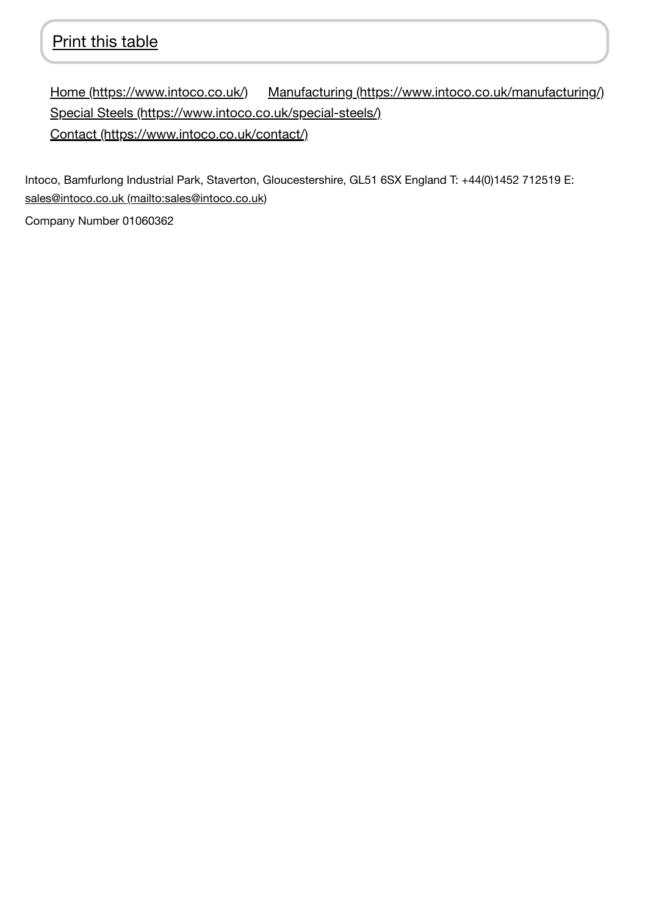Print this table

Home (https://www.intoco.co.uk/) Manufacturing (https://www.intoco.co.uk/manufacturing/)
Special Steels (https://www.intoco.co.uk/special-steels/)
Contact (https://www.intoco.co.uk/contact/)

Intoco, Bamfurlong Industrial Park, Staverton, Gloucestershire, GL51 6SX England T: +44(0)1452 712519 E: sales@intoco.co.uk (mailto:sales@intoco.co.uk)

Company Number 01060362